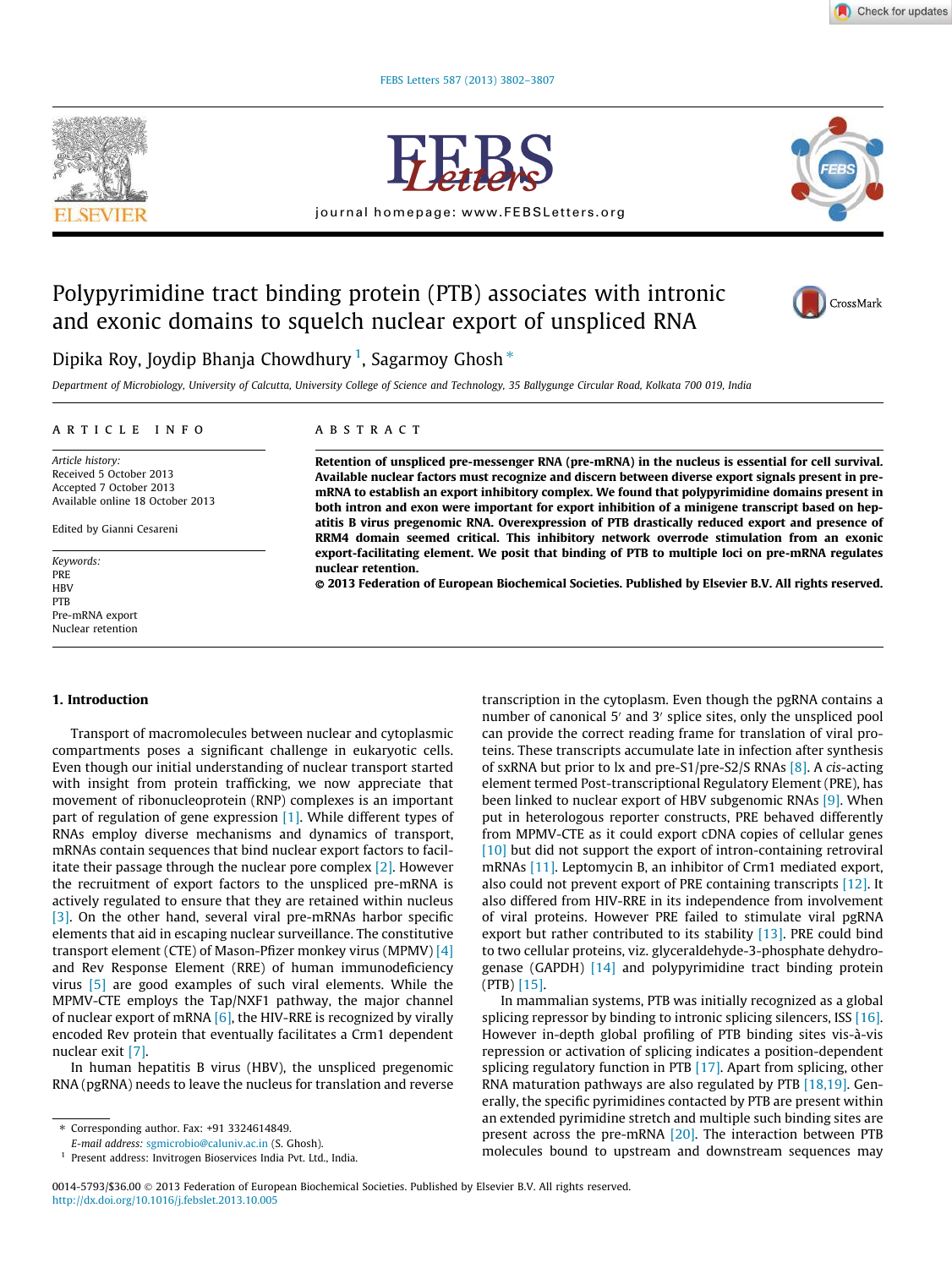# Polypyrimidine tract binding protein (PTB) associates with intronic and exonic domains to squelch nuclear export of unspliced RNA

Dipika Roy, Joydip Bhanja Chowdhury [1], Sagarmoy Ghosh *

*Department of Microbiology, University of Calcutta, University College of Science and Technology, 35 Ballygunge Circular Road, Kolkata 700 019, India*

## ARTICLE INFO

*Article history:*
Received 5 October 2013
Accepted 7 October 2013
Available online 18 October 2013

Edited by Gianni Cesareni

*Keywords:*
PRE
HBV
PTB
Pre-mRNA export
Nuclear retention

## ABSTRACT

**Retention of unspliced pre-messenger RNA (pre-mRNA) in the nucleus is essential for cell survival. Available nuclear factors must recognize and discern between diverse export signals present in pre-mRNA to establish an export inhibitory complex. We found that polypyrimidine domains present in both intron and exon were important for export inhibition of a minigene transcript based on hepatitis B virus pregenomic RNA. Overexpression of PTB drastically reduced export and presence of RRM4 domain seemed critical. This inhibitory network overrode stimulation from an exonic export-facilitating element. We posit that binding of PTB to multiple loci on pre-mRNA regulates nuclear retention.**

**© 2013 Federation of European Biochemical Societies. Published by Elsevier B.V. All rights reserved.**

## 1. Introduction

Transport of macromolecules between nuclear and cytoplasmic compartments poses a significant challenge in eukaryotic cells. Even though our initial understanding of nuclear transport started with insight from protein trafficking, we now appreciate that movement of ribonucleoprotein (RNP) complexes is an important part of regulation of gene expression [1]. While different types of RNAs employ diverse mechanisms and dynamics of transport, mRNAs contain sequences that bind nuclear export factors to facilitate their passage through the nuclear pore complex [2]. However the recruitment of export factors to the unspliced pre-mRNA is actively regulated to ensure that they are retained within nucleus [3]. On the other hand, several viral pre-mRNAs harbor specific elements that aid in escaping nuclear surveillance. The constitutive transport element (CTE) of Mason-Pfizer monkey virus (MPMV) [4] and Rev Response Element (RRE) of human immunodeficiency virus [5] are good examples of such viral elements. While the MPMV-CTE employs the Tap/NXF1 pathway, the major channel of nuclear export of mRNA [6], the HIV-RRE is recognized by virally encoded Rev protein that eventually facilitates a Crm1 dependent nuclear exit [7].

In human hepatitis B virus (HBV), the unspliced pregenomic RNA (pgRNA) needs to leave the nucleus for translation and reverse transcription in the cytoplasm. Even though the pgRNA contains a number of canonical 5′ and 3′ splice sites, only the unspliced pool can provide the correct reading frame for translation of viral proteins. These transcripts accumulate late in infection after synthesis of sxRNA but prior to lx and pre-S1/pre-S2/S RNAs [8]. A *cis*-acting element termed Post-transcriptional Regulatory Element (PRE), has been linked to nuclear export of HBV subgenomic RNAs [9]. When put in heterologous reporter constructs, PRE behaved differently from MPMV-CTE as it could export cDNA copies of cellular genes [10] but did not support the export of intron-containing retroviral mRNAs [11]. Leptomycin B, an inhibitor of Crm1 mediated export, also could not prevent export of PRE containing transcripts [12]. It also differed from HIV-RRE in its independence from involvement of viral proteins. However PRE failed to stimulate viral pgRNA export but rather contributed to its stability [13]. PRE could bind to two cellular proteins, viz. glyceraldehyde-3-phosphate dehydrogenase (GAPDH) [14] and polypyrimidine tract binding protein (PTB) [15].

In mammalian systems, PTB was initially recognized as a global splicing repressor by binding to intronic splicing silencers, ISS [16]. However in-depth global profiling of PTB binding sites vis-à-vis repression or activation of splicing indicates a position-dependent splicing regulatory function in PTB [17]. Apart from splicing, other RNA maturation pathways are also regulated by PTB [18,19]. Generally, the specific pyrimidines contacted by PTB are present within an extended pyrimidine stretch and multiple such binding sites are present across the pre-mRNA [20]. The interaction between PTB molecules bound to upstream and downstream sequences may

---

* Corresponding author. Fax: +91 3324614849.
*E-mail address:* sgmicrobio@caluniv.ac.in (S. Ghosh).
[1] Present address: Invitrogen Bioservices India Pvt. Ltd., India.

0014-5793/$36.00 © 2013 Federation of European Biochemical Societies. Published by Elsevier B.V. All rights reserved.
http://dx.doi.org/10.1016/j.febslet.2013.10.005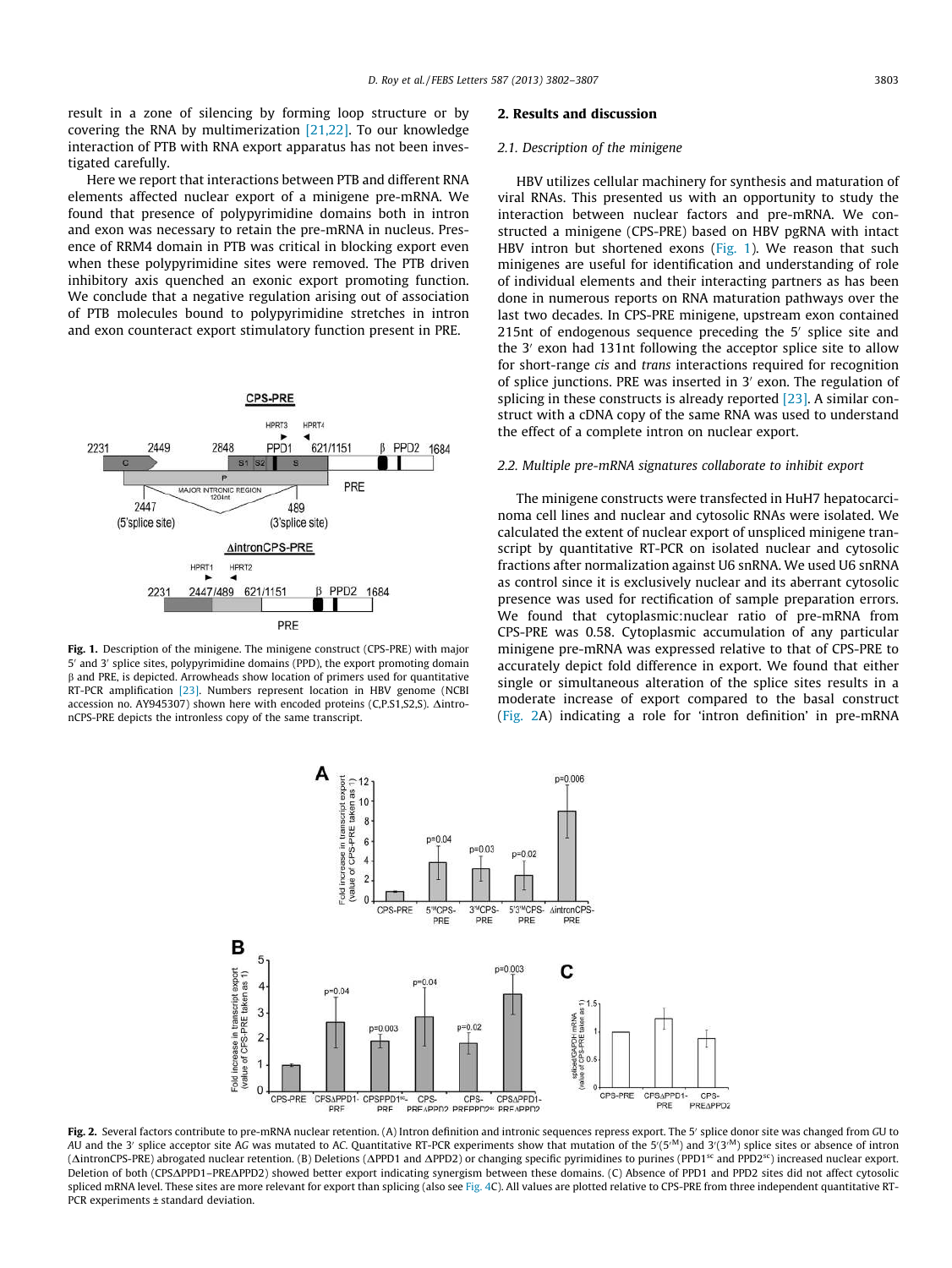result in a zone of silencing by forming loop structure or by covering the RNA by multimerization [21,22]. To our knowledge interaction of PTB with RNA export apparatus has not been investigated carefully.

Here we report that interactions between PTB and different RNA elements affected nuclear export of a minigene pre-mRNA. We found that presence of polypyrimidine domains both in intron and exon was necessary to retain the pre-mRNA in nucleus. Presence of RRM4 domain in PTB was critical in blocking export even when these polypyrimidine sites were removed. The PTB driven inhibitory axis quenched an exonic export promoting function. We conclude that a negative regulation arising out of association of PTB molecules bound to polypyrimidine stretches in intron and exon counteract export stimulatory function present in PRE.

CPS-PRE

HPRT3 HPRT4

2231 2449 2848 PPD1 621/1151 β PPD2 1684

C S1 S2 S

P

PRE

MAJOR INTRONIC REGION 1204nt

2447 (5′splice site) 489 (3′splice site)

ΔintronCPS-PRE

HPRT1 HPRT2

2231 2447/489 621/1151 β PPD2 1684

PRE

**Fig. 1.** Description of the minigene. The minigene construct (CPS-PRE) with major 5′ and 3′ splice sites, polypyrimidine domains (PPD), the export promoting domain β and PRE, is depicted. Arrowheads show location of primers used for quantitative RT-PCR amplification [23]. Numbers represent location in HBV genome (NCBI accession no. AY945307) shown here with encoded proteins (C,P,S1,S2,S). ΔintronCPS-PRE depicts the intronless copy of the same transcript.

## 2. Results and discussion

### 2.1. Description of the minigene

HBV utilizes cellular machinery for synthesis and maturation of viral RNAs. This presented us with an opportunity to study the interaction between nuclear factors and pre-mRNA. We constructed a minigene (CPS-PRE) based on HBV pgRNA with intact HBV intron but shortened exons (Fig. 1). We reason that such minigenes are useful for identification and understanding of role of individual elements and their interacting partners as has been done in numerous reports on RNA maturation pathways over the last two decades. In CPS-PRE minigene, upstream exon contained 215nt of endogenous sequence preceding the 5′ splice site and the 3′ exon had 131nt following the acceptor splice site to allow for short-range *cis* and *trans* interactions required for recognition of splice junctions. PRE was inserted in 3′ exon. The regulation of splicing in these constructs is already reported [23]. A similar construct with a cDNA copy of the same RNA was used to understand the effect of a complete intron on nuclear export.

### 2.2. Multiple pre-mRNA signatures collaborate to inhibit export

The minigene constructs were transfected in HuH7 hepatocarcinoma cell lines and nuclear and cytosolic RNAs were isolated. We calculated the extent of nuclear export of unspliced minigene transcript by quantitative RT-PCR on isolated nuclear and cytosolic fractions after normalization against U6 snRNA. We used U6 snRNA as control since it is exclusively nuclear and its aberrant cytosolic presence was used for rectification of sample preparation errors. We found that cytoplasmic:nuclear ratio of pre-mRNA from CPS-PRE was 0.58. Cytoplasmic accumulation of any particular minigene pre-mRNA was expressed relative to that of CPS-PRE to accurately depict fold difference in export. We found that either single or simultaneous alteration of the splice sites results in a moderate increase of export compared to the basal construct (Fig. 2A) indicating a role for 'intron definition' in pre-mRNA

A

Fold increase in transcript export (value of CPS-PRE taken as 1)

12 10 8 6 4 2 0

p=0.04 p=0.03 p=0.02 p=0.006

CPS-PRE 5′MCPS-PRE 3′MCPS-PRE 5′3′MCPS-PRE ΔintronCPS-PRE

B

Fold increase in transcript export (value of CPS-PRE taken as 1)

5 4 3 2 1 0

p=0.04 p=0.003 p=0.04 p=0.02 p=0.003

CPS-PRE CPSΔPPD1-PRE CPSPPD1sc-PRE CPS-PREΔPPD2 CPS-PREPPD2sc CPSΔPPD1-PREΔPPD2

C

spliced/GAPDH mRNA (value of CPS-PRE taken as 1)

1.5 1 0.5 0

CPS-PRE CPSΔPPD1-PRE CPS-PREΔPPD2

**Fig. 2.** Several factors contribute to pre-mRNA nuclear retention. (A) Intron definition and intronic sequences repress export. The 5′ splice donor site was changed from *GU* to *AU* and the 3′ splice acceptor site *AG* was mutated to *AC*. Quantitative RT-PCR experiments show that mutation of the 5′($5'^{M}$) and 3′($3'^{M}$) splice sites or absence of intron (ΔintronCPS-PRE) abrogated nuclear retention. (B) Deletions (ΔPPD1 and ΔPPD2) or changing specific pyrimidines to purines ($PPD1^{sc}$ and $PPD2^{sc}$) increased nuclear export. Deletion of both (CPSΔPPD1–PREΔPPD2) showed better export indicating synergism between these domains. (C) Absence of PPD1 and PPD2 sites did not affect cytosolic spliced mRNA level. These sites are more relevant for export than splicing (also see Fig. 4C). All values are plotted relative to CPS-PRE from three independent quantitative RT-PCR experiments ± standard deviation.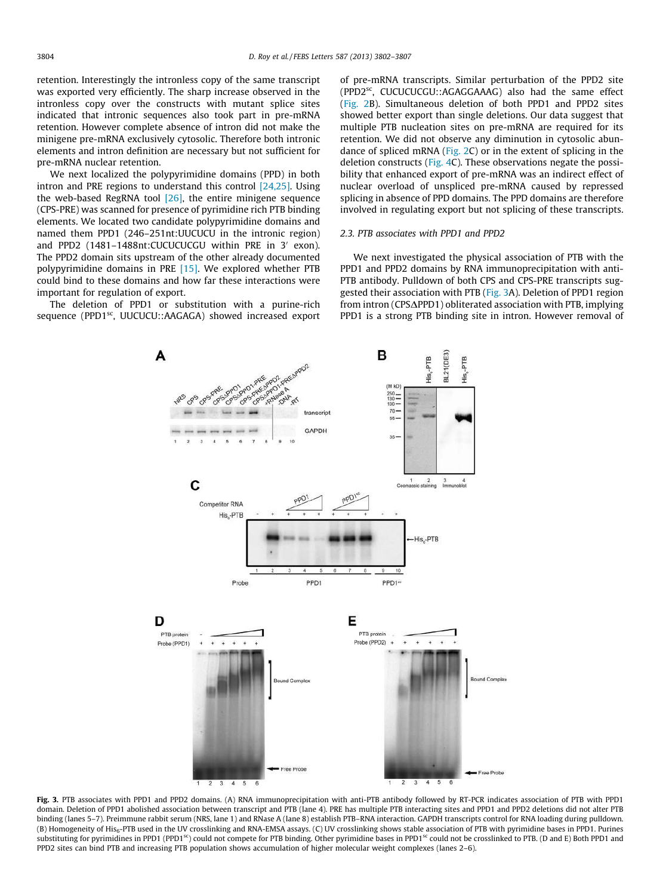retention. Interestingly the intronless copy of the same transcript was exported very efficiently. The sharp increase observed in the intronless copy over the constructs with mutant splice sites indicated that intronic sequences also took part in pre-mRNA retention. However complete absence of intron did not make the minigene pre-mRNA exclusively cytosolic. Therefore both intronic elements and intron definition are necessary but not sufficient for pre-mRNA nuclear retention.

We next localized the polypyrimidine domains (PPD) in both intron and PRE regions to understand this control [24,25]. Using the web-based RegRNA tool [26], the entire minigene sequence (CPS-PRE) was scanned for presence of pyrimidine rich PTB binding elements. We located two candidate polypyrimidine domains and named them PPD1 (246–251nt:UUCUCU in the intronic region) and PPD2 (1481–1488nt:CUCUCUCGU within PRE in 3′ exon). The PPD2 domain sits upstream of the other already documented polypyrimidine domains in PRE [15]. We explored whether PTB could bind to these domains and how far these interactions were important for regulation of export.

The deletion of PPD1 or substitution with a purine-rich sequence (PPD1$^{sc}$, UUCUCU::AAGAGA) showed increased export of pre-mRNA transcripts. Similar perturbation of the PPD2 site (PPD2$^{sc}$, CUCUCUCGU::AGAGGAAAG) also had the same effect (Fig. 2B). Simultaneous deletion of both PPD1 and PPD2 sites showed better export than single deletions. Our data suggest that multiple PTB nucleation sites on pre-mRNA are required for its retention. We did not observe any diminution in cytosolic abundance of spliced mRNA (Fig. 2C) or in the extent of splicing in the deletion constructs (Fig. 4C). These observations negate the possibility that enhanced export of pre-mRNA was an indirect effect of nuclear overload of unspliced pre-mRNA caused by repressed splicing in absence of PPD domains. The PPD domains are therefore involved in regulating export but not splicing of these transcripts.

### 2.3. PTB associates with PPD1 and PPD2

We next investigated the physical association of PTB with the PPD1 and PPD2 domains by RNA immunoprecipitation with anti-PTB antibody. Pulldown of both CPS and CPS-PRE transcripts suggested their association with PTB (Fig. 3A). Deletion of PPD1 region from intron (CPSΔPPD1) obliterated association with PTB, implying PPD1 is a strong PTB binding site in intron. However removal of

**Fig. 3.** PTB associates with PPD1 and PPD2 domains. (A) RNA immunoprecipitation with anti-PTB antibody followed by RT-PCR indicates association of PTB with PPD1 domain. Deletion of PPD1 abolished association between transcript and PTB (lane 4). PRE has multiple PTB interacting sites and PPD1 and PPD2 deletions did not alter PTB binding (lanes 5–7). Preimmune rabbit serum (NRS, lane 1) and RNase A (lane 8) establish PTB–RNA interaction. GAPDH transcripts control for RNA loading during pulldown. (B) Homogeneity of His$_6$-PTB used in the UV crosslinking and RNA-EMSA assays. (C) UV crosslinking shows stable association of PTB with pyrimidine bases in PPD1. Purines substituting for pyrimidines in PPD1 (PPD1$^{sc}$) could not compete for PTB binding. Other pyrimidine bases in PPD1$^{sc}$ could not be crosslinked to PTB. (D and E) Both PPD1 and PPD2 sites can bind PTB and increasing PTB population shows accumulation of higher molecular weight complexes (lanes 2–6).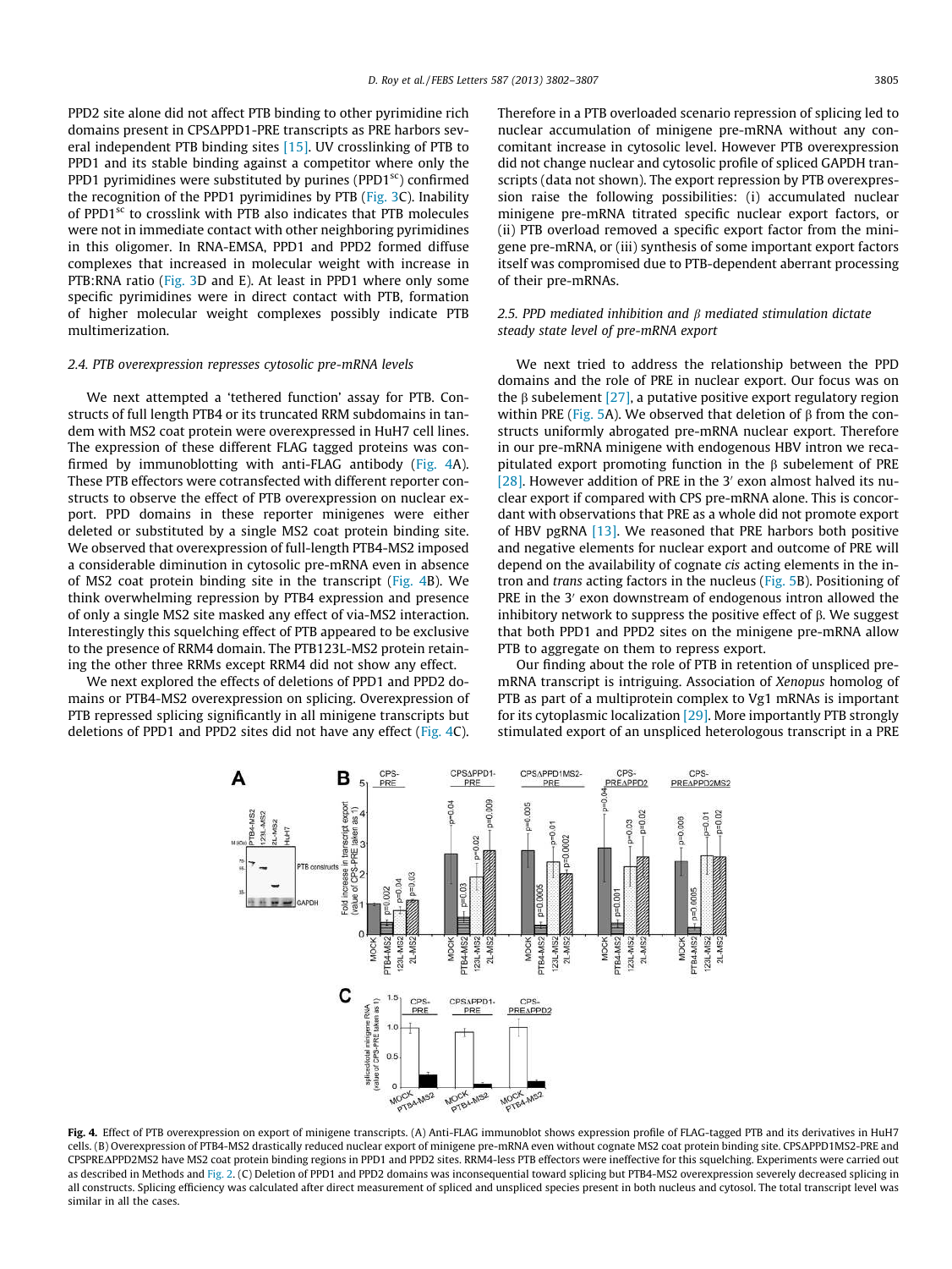PPD2 site alone did not affect PTB binding to other pyrimidine rich domains present in CPSΔPPD1-PRE transcripts as PRE harbors several independent PTB binding sites [15]. UV crosslinking of PTB to PPD1 and its stable binding against a competitor where only the PPD1 pyrimidines were substituted by purines (PPD1$^{sc}$) confirmed the recognition of the PPD1 pyrimidines by PTB (Fig. 3C). Inability of PPD1$^{sc}$ to crosslink with PTB also indicates that PTB molecules were not in immediate contact with other neighboring pyrimidines in this oligomer. In RNA-EMSA, PPD1 and PPD2 formed diffuse complexes that increased in molecular weight with increase in PTB:RNA ratio (Fig. 3D and E). At least in PPD1 where only some specific pyrimidines were in direct contact with PTB, formation of higher molecular weight complexes possibly indicate PTB multimerization.

### 2.4. PTB overexpression represses cytosolic pre-mRNA levels

We next attempted a 'tethered function' assay for PTB. Constructs of full length PTB4 or its truncated RRM subdomains in tandem with MS2 coat protein were overexpressed in HuH7 cell lines. The expression of these different FLAG tagged proteins was confirmed by immunoblotting with anti-FLAG antibody (Fig. 4A). These PTB effectors were cotransfected with different reporter constructs to observe the effect of PTB overexpression on nuclear export. PPD domains in these reporter minigenes were either deleted or substituted by a single MS2 coat protein binding site. We observed that overexpression of full-length PTB4-MS2 imposed a considerable diminution in cytosolic pre-mRNA even in absence of MS2 coat protein binding site in the transcript (Fig. 4B). We think overwhelming repression by PTB4 expression and presence of only a single MS2 site masked any effect of via-MS2 interaction. Interestingly this squelching effect of PTB appeared to be exclusive to the presence of RRM4 domain. The PTB123L-MS2 protein retaining the other three RRMs except RRM4 did not show any effect.

We next explored the effects of deletions of PPD1 and PPD2 domains or PTB4-MS2 overexpression on splicing. Overexpression of PTB repressed splicing significantly in all minigene transcripts but deletions of PPD1 and PPD2 sites did not have any effect (Fig. 4C). Therefore in a PTB overloaded scenario repression of splicing led to nuclear accumulation of minigene pre-mRNA without any concomitant increase in cytosolic level. However PTB overexpression did not change nuclear and cytosolic profile of spliced GAPDH transcripts (data not shown). The export repression by PTB overexpression raise the following possibilities: (i) accumulated nuclear minigene pre-mRNA titrated specific nuclear export factors, or (ii) PTB overload removed a specific export factor from the minigene pre-mRNA, or (iii) synthesis of some important export factors itself was compromised due to PTB-dependent aberrant processing of their pre-mRNAs.

### 2.5. PPD mediated inhibition and β mediated stimulation dictate steady state level of pre-mRNA export

We next tried to address the relationship between the PPD domains and the role of PRE in nuclear export. Our focus was on the β subelement [27], a putative positive export regulatory region within PRE (Fig. 5A). We observed that deletion of β from the constructs uniformly abrogated pre-mRNA nuclear export. Therefore in our pre-mRNA minigene with endogenous HBV intron we recapitulated export promoting function in the β subelement of PRE [28]. However addition of PRE in the 3′ exon almost halved its nuclear export if compared with CPS pre-mRNA alone. This is concordant with observations that PRE as a whole did not promote export of HBV pgRNA [13]. We reasoned that PRE harbors both positive and negative elements for nuclear export and outcome of PRE will depend on the availability of cognate *cis* acting elements in the intron and *trans* acting factors in the nucleus (Fig. 5B). Positioning of PRE in the 3′ exon downstream of endogenous intron allowed the inhibitory network to suppress the positive effect of β. We suggest that both PPD1 and PPD2 sites on the minigene pre-mRNA allow PTB to aggregate on them to repress export.

Our finding about the role of PTB in retention of unspliced pre-mRNA transcript is intriguing. Association of *Xenopus* homolog of PTB as part of a multiprotein complex to Vg1 mRNAs is important for its cytoplasmic localization [29]. More importantly PTB strongly stimulated export of an unspliced heterologous transcript in a PRE

A
PTB4-MS2 123L-MS2 2L-MS2 HuH7
M (kDa) 70 55 35
PTB constructs
GAPDH

B
CPS-PRE
CPSΔPPD1-PRE
CPSΔPPD1MS2-PRE
CPS-PREΔPPD2
CPS-PREΔPPD2MS2
Fold increase in transcript export (value of CPS-PRE taken as 1)
0 1 2 3 4 5
p=0.002 p=0.04 p=0.03
p=0.04 p=0.03 p=0.02 p=0.009
p=0.005 p=0.0005 p=0.01 p=0.0002
p=0.04 p=0.001 p=0.03 p=0.02
p=0.009 p=0.0005 p=0.01 p=0.02
MOCK PTB4-MS2 123L-MS2 2L-MS2

C
spliced/total minigene RNA (value of CPS-PRE taken as 1)
0 0.5 1.0 1.5
CPS-PRE
CPSΔPPD1-PRE
CPS-PREΔPPD2
MOCK PTB4-MS2

**Fig. 4.** Effect of PTB overexpression on export of minigene transcripts. (A) Anti-FLAG immunoblot shows expression profile of FLAG-tagged PTB and its derivatives in HuH7 cells. (B) Overexpression of PTB4-MS2 drastically reduced nuclear export of minigene pre-mRNA even without cognate MS2 coat protein binding site. CPSΔPPD1MS2-PRE and CPSPREΔPPD2MS2 have MS2 coat protein binding regions in PPD1 and PPD2 sites. RRM4-less PTB effectors were ineffective for this squelching. Experiments were carried out as described in Methods and Fig. 2. (C) Deletion of PPD1 and PPD2 domains was inconsequential toward splicing but PTB4-MS2 overexpression severely decreased splicing in all constructs. Splicing efficiency was calculated after direct measurement of spliced and unspliced species present in both nucleus and cytosol. The total transcript level was similar in all the cases.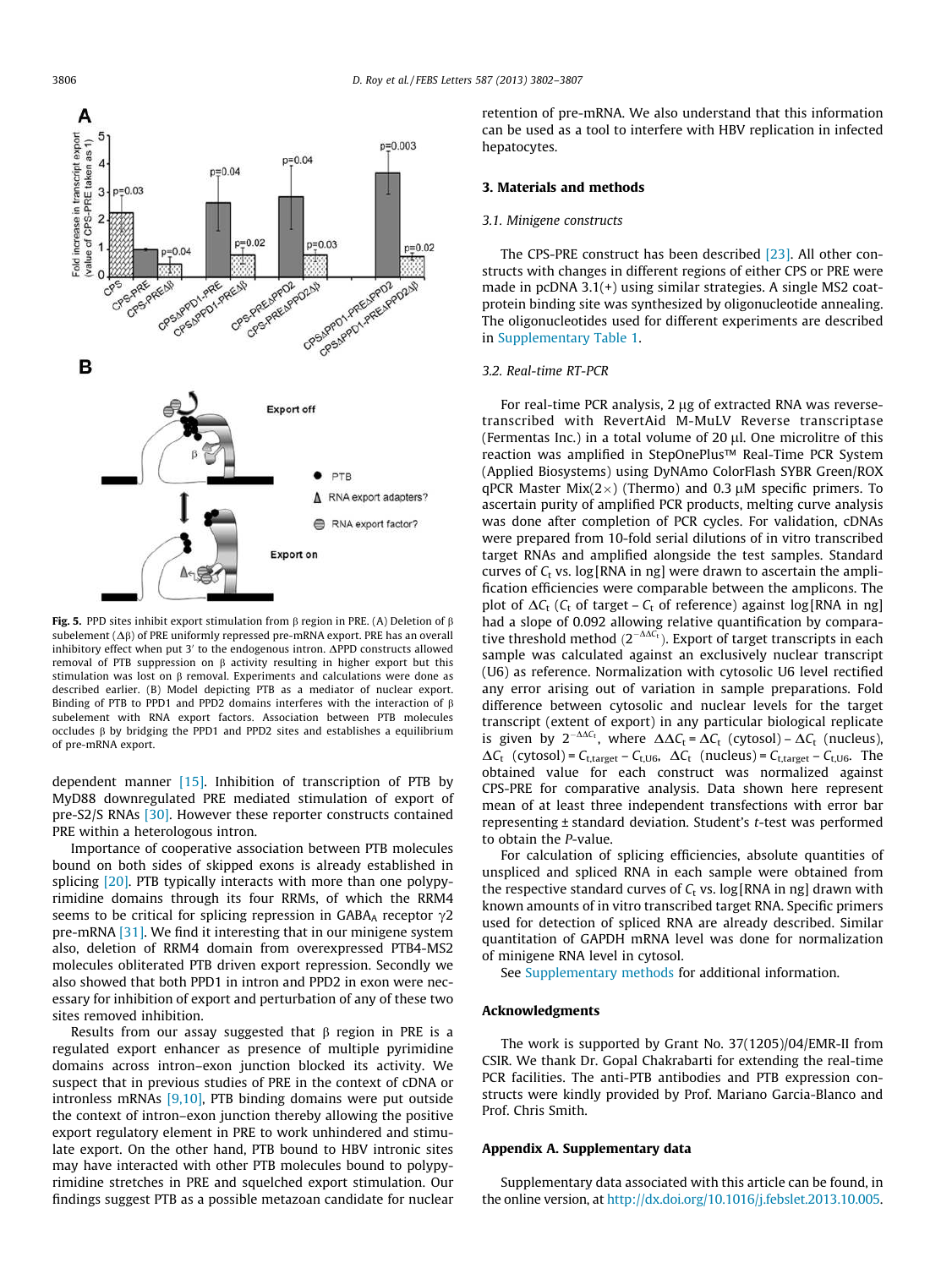A

Fold increase in transcript export (value of CPS-PRE taken as 1)

5
4
3
2
1
0

p=0.03
p=0.04
p=0.04
p=0.02
p=0.04
p=0.03
p=0.003
p=0.02

CPS
CPS-PRE
CPS-PREΔβ
CPSΔPPD1-PRE
CPSΔPPD1-PREΔβ
CPS-PREΔPPD2
CPS-PREΔPPD2Δβ
CPSΔPPD1-PREΔPPD2
CPSΔPPD1-PREΔPPD2Δβ

B

Export off

β

PTB
RNA export adapters?
RNA export factor?

Export on

**Fig. 5.** PPD sites inhibit export stimulation from β region in PRE. (A) Deletion of β subelement (Δβ) of PRE uniformly repressed pre-mRNA export. PRE has an overall inhibitory effect when put 3′ to the endogenous intron. ΔPPD constructs allowed removal of PTB suppression on β activity resulting in higher export but this stimulation was lost on β removal. Experiments and calculations were done as described earlier. (B) Model depicting PTB as a mediator of nuclear export. Binding of PTB to PPD1 and PPD2 domains interferes with the interaction of β subelement with RNA export factors. Association between PTB molecules occludes β by bridging the PPD1 and PPD2 sites and establishes a equilibrium of pre-mRNA export.

dependent manner [15]. Inhibition of transcription of PTB by MyD88 downregulated PRE mediated stimulation of export of pre-S2/S RNAs [30]. However these reporter constructs contained PRE within a heterologous intron.

Importance of cooperative association between PTB molecules bound on both sides of skipped exons is already established in splicing [20]. PTB typically interacts with more than one polypyrimidine domains through its four RRMs, of which the RRM4 seems to be critical for splicing repression in $GABA_A$ receptor γ2 pre-mRNA [31]. We find it interesting that in our minigene system also, deletion of RRM4 domain from overexpressed PTB4-MS2 molecules obliterated PTB driven export repression. Secondly we also showed that both PPD1 in intron and PPD2 in exon were necessary for inhibition of export and perturbation of any of these two sites removed inhibition.

Results from our assay suggested that β region in PRE is a regulated export enhancer as presence of multiple pyrimidine domains across intron–exon junction blocked its activity. We suspect that in previous studies of PRE in the context of cDNA or intronless mRNAs [9,10], PTB binding domains were put outside the context of intron–exon junction thereby allowing the positive export regulatory element in PRE to work unhindered and stimulate export. On the other hand, PTB bound to HBV intronic sites may have interacted with other PTB molecules bound to polypyrimidine stretches in PRE and squelched export stimulation. Our findings suggest PTB as a possible metazoan candidate for nuclear retention of pre-mRNA. We also understand that this information can be used as a tool to interfere with HBV replication in infected hepatocytes.

## 3. Materials and methods

### 3.1. Minigene constructs

The CPS-PRE construct has been described [23]. All other constructs with changes in different regions of either CPS or PRE were made in pcDNA 3.1(+) using similar strategies. A single MS2 coat-protein binding site was synthesized by oligonucleotide annealing. The oligonucleotides used for different experiments are described in Supplementary Table 1.

### 3.2. Real-time RT-PCR

For real-time PCR analysis, 2 μg of extracted RNA was reverse-transcribed with RevertAid M-MuLV Reverse transcriptase (Fermentas Inc.) in a total volume of 20 μl. One microlitre of this reaction was amplified in StepOnePlus™ Real-Time PCR System (Applied Biosystems) using DyNAmo ColorFlash SYBR Green/ROX qPCR Master Mix(2×) (Thermo) and 0.3 μM specific primers. To ascertain purity of amplified PCR products, melting curve analysis was done after completion of PCR cycles. For validation, cDNAs were prepared from 10-fold serial dilutions of in vitro transcribed target RNAs and amplified alongside the test samples. Standard curves of $C_t$ vs. log[RNA in ng] were drawn to ascertain the amplification efficiencies were comparable between the amplicons. The plot of $\Delta C_t$ ($C_t$ of target – $C_t$ of reference) against log[RNA in ng] had a slope of 0.092 allowing relative quantification by comparative threshold method ($2^{-\Delta\Delta C_t}$). Export of target transcripts in each sample was calculated against an exclusively nuclear transcript (U6) as reference. Normalization with cytosolic U6 level rectified any error arising out of variation in sample preparations. Fold difference between cytosolic and nuclear levels for the target transcript (extent of export) in any particular biological replicate is given by $2^{-\Delta\Delta C_t}$, where $\Delta\Delta C_t = \Delta C_t$ (cytosol) – $\Delta C_t$ (nucleus), $\Delta C_t$ (cytosol) = $C_{t,\text{target}} - C_{t,\text{U6}}$, $\Delta C_t$ (nucleus) = $C_{t,\text{target}} - C_{t,\text{U6}}$. The obtained value for each construct was normalized against CPS-PRE for comparative analysis. Data shown here represent mean of at least three independent transfections with error bar representing ± standard deviation. Student's *t*-test was performed to obtain the *P*-value.

For calculation of splicing efficiencies, absolute quantities of unspliced and spliced RNA in each sample were obtained from the respective standard curves of $C_t$ vs. log[RNA in ng] drawn with known amounts of in vitro transcribed target RNA. Specific primers used for detection of spliced RNA are already described. Similar quantitation of GAPDH mRNA level was done for normalization of minigene RNA level in cytosol.

See Supplementary methods for additional information.

## Acknowledgments

The work is supported by Grant No. 37(1205)/04/EMR-II from CSIR. We thank Dr. Gopal Chakrabarti for extending the real-time PCR facilities. The anti-PTB antibodies and PTB expression constructs were kindly provided by Prof. Mariano Garcia-Blanco and Prof. Chris Smith.

## Appendix A. Supplementary data

Supplementary data associated with this article can be found, in the online version, at http://dx.doi.org/10.1016/j.febslet.2013.10.005.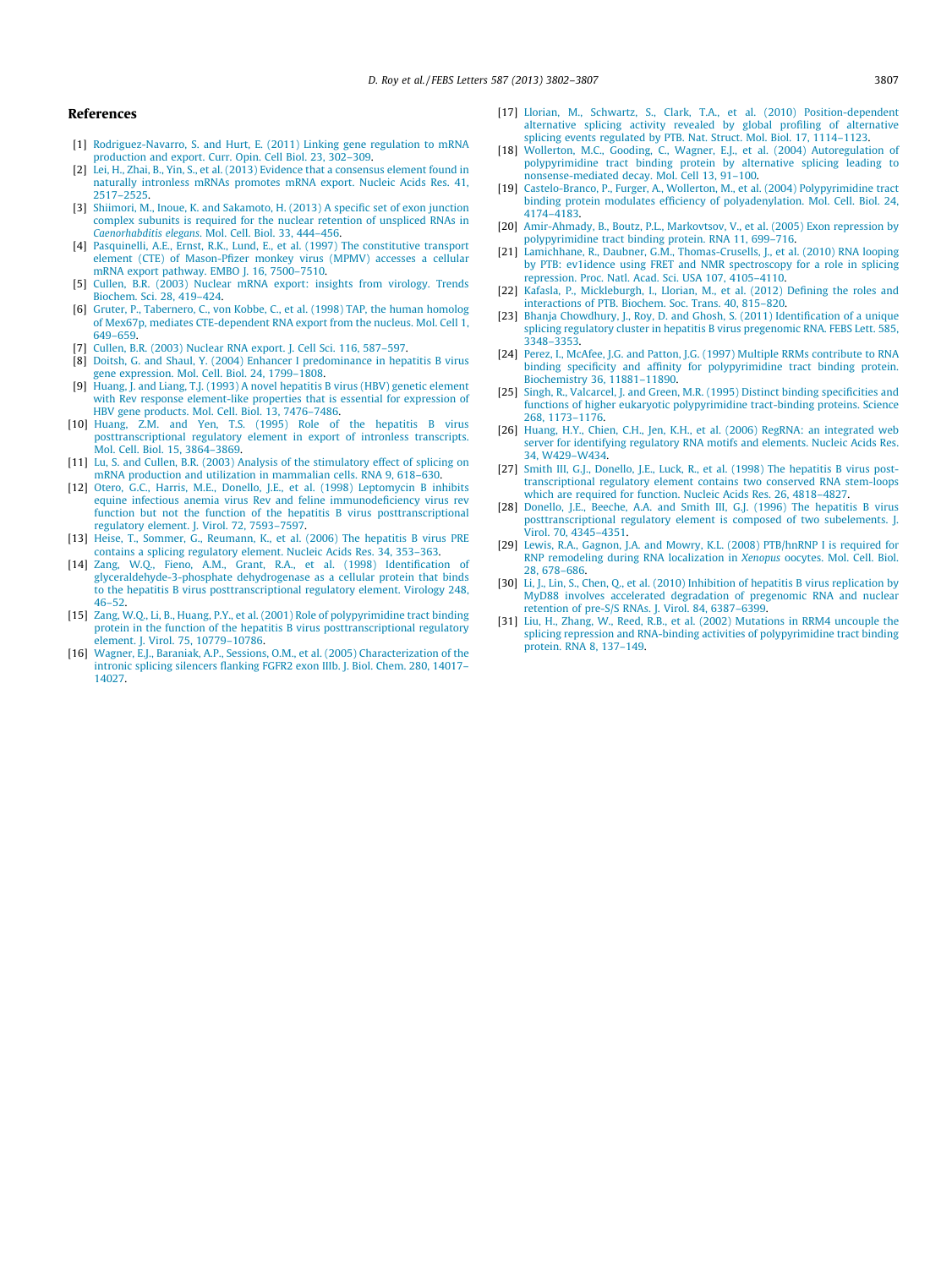## References

[1] Rodriguez-Navarro, S. and Hurt, E. (2011) Linking gene regulation to mRNA production and export. Curr. Opin. Cell Biol. 23, 302–309.

[2] Lei, H., Zhai, B., Yin, S., et al. (2013) Evidence that a consensus element found in naturally intronless mRNAs promotes mRNA export. Nucleic Acids Res. 41, 2517–2525.

[3] Shiimori, M., Inoue, K. and Sakamoto, H. (2013) A specific set of exon junction complex subunits is required for the nuclear retention of unspliced RNAs in *Caenorhabditis elegans*. Mol. Cell. Biol. 33, 444–456.

[4] Pasquinelli, A.E., Ernst, R.K., Lund, E., et al. (1997) The constitutive transport element (CTE) of Mason-Pfizer monkey virus (MPMV) accesses a cellular mRNA export pathway. EMBO J. 16, 7500–7510.

[5] Cullen, B.R. (2003) Nuclear mRNA export: insights from virology. Trends Biochem. Sci. 28, 419–424.

[6] Gruter, P., Tabernero, C., von Kobbe, C., et al. (1998) TAP, the human homolog of Mex67p, mediates CTE-dependent RNA export from the nucleus. Mol. Cell 1, 649–659.

[7] Cullen, B.R. (2003) Nuclear RNA export. J. Cell Sci. 116, 587–597.

[8] Doitsh, G. and Shaul, Y. (2004) Enhancer I predominance in hepatitis B virus gene expression. Mol. Cell. Biol. 24, 1799–1808.

[9] Huang, J. and Liang, T.J. (1993) A novel hepatitis B virus (HBV) genetic element with Rev response element-like properties that is essential for expression of HBV gene products. Mol. Cell. Biol. 13, 7476–7486.

[10] Huang, Z.M. and Yen, T.S. (1995) Role of the hepatitis B virus posttranscriptional regulatory element in export of intronless transcripts. Mol. Cell. Biol. 15, 3864–3869.

[11] Lu, S. and Cullen, B.R. (2003) Analysis of the stimulatory effect of splicing on mRNA production and utilization in mammalian cells. RNA 9, 618–630.

[12] Otero, G.C., Harris, M.E., Donello, J.E., et al. (1998) Leptomycin B inhibits equine infectious anemia virus Rev and feline immunodeficiency virus rev function but not the function of the hepatitis B virus posttranscriptional regulatory element. J. Virol. 72, 7593–7597.

[13] Heise, T., Sommer, G., Reumann, K., et al. (2006) The hepatitis B virus PRE contains a splicing regulatory element. Nucleic Acids Res. 34, 353–363.

[14] Zang, W.Q., Fieno, A.M., Grant, R.A., et al. (1998) Identification of glyceraldehyde-3-phosphate dehydrogenase as a cellular protein that binds to the hepatitis B virus posttranscriptional regulatory element. Virology 248, 46–52.

[15] Zang, W.Q., Li, B., Huang, P.Y., et al. (2001) Role of polypyrimidine tract binding protein in the function of the hepatitis B virus posttranscriptional regulatory element. J. Virol. 75, 10779–10786.

[16] Wagner, E.J., Baraniak, A.P., Sessions, O.M., et al. (2005) Characterization of the intronic splicing silencers flanking FGFR2 exon IIIb. J. Biol. Chem. 280, 14017–14027.

[17] Llorian, M., Schwartz, S., Clark, T.A., et al. (2010) Position-dependent alternative splicing activity revealed by global profiling of alternative splicing events regulated by PTB. Nat. Struct. Mol. Biol. 17, 1114–1123.

[18] Wollerton, M.C., Gooding, C., Wagner, E.J., et al. (2004) Autoregulation of polypyrimidine tract binding protein by alternative splicing leading to nonsense-mediated decay. Mol. Cell 13, 91–100.

[19] Castelo-Branco, P., Furger, A., Wollerton, M., et al. (2004) Polypyrimidine tract binding protein modulates efficiency of polyadenylation. Mol. Cell. Biol. 24, 4174–4183.

[20] Amir-Ahmady, B., Boutz, P.L., Markovtsov, V., et al. (2005) Exon repression by polypyrimidine tract binding protein. RNA 11, 699–716.

[21] Lamichhane, R., Daubner, G.M., Thomas-Crusells, J., et al. (2010) RNA looping by PTB: ev1idence using FRET and NMR spectroscopy for a role in splicing repression. Proc. Natl. Acad. Sci. USA 107, 4105–4110.

[22] Kafasla, P., Mickleburgh, I., Llorian, M., et al. (2012) Defining the roles and interactions of PTB. Biochem. Soc. Trans. 40, 815–820.

[23] Bhanja Chowdhury, J., Roy, D. and Ghosh, S. (2011) Identification of a unique splicing regulatory cluster in hepatitis B virus pregenomic RNA. FEBS Lett. 585, 3348–3353.

[24] Perez, I., McAfee, J.G. and Patton, J.G. (1997) Multiple RRMs contribute to RNA binding specificity and affinity for polypyrimidine tract binding protein. Biochemistry 36, 11881–11890.

[25] Singh, R., Valcarcel, J. and Green, M.R. (1995) Distinct binding specificities and functions of higher eukaryotic polypyrimidine tract-binding proteins. Science 268, 1173–1176.

[26] Huang, H.Y., Chien, C.H., Jen, K.H., et al. (2006) RegRNA: an integrated web server for identifying regulatory RNA motifs and elements. Nucleic Acids Res. 34, W429–W434.

[27] Smith III, G.J., Donello, J.E., Luck, R., et al. (1998) The hepatitis B virus post-transcriptional regulatory element contains two conserved RNA stem-loops which are required for function. Nucleic Acids Res. 26, 4818–4827.

[28] Donello, J.E., Beeche, A.A. and Smith III, G.J. (1996) The hepatitis B virus posttranscriptional regulatory element is composed of two subelements. J. Virol. 70, 4345–4351.

[29] Lewis, R.A., Gagnon, J.A. and Mowry, K.L. (2008) PTB/hnRNP I is required for RNP remodeling during RNA localization in *Xenopus* oocytes. Mol. Cell. Biol. 28, 678–686.

[30] Li, J., Lin, S., Chen, Q., et al. (2010) Inhibition of hepatitis B virus replication by MyD88 involves accelerated degradation of pregenomic RNA and nuclear retention of pre-S/S RNAs. J. Virol. 84, 6387–6399.

[31] Liu, H., Zhang, W., Reed, R.B., et al. (2002) Mutations in RRM4 uncouple the splicing repression and RNA-binding activities of polypyrimidine tract binding protein. RNA 8, 137–149.